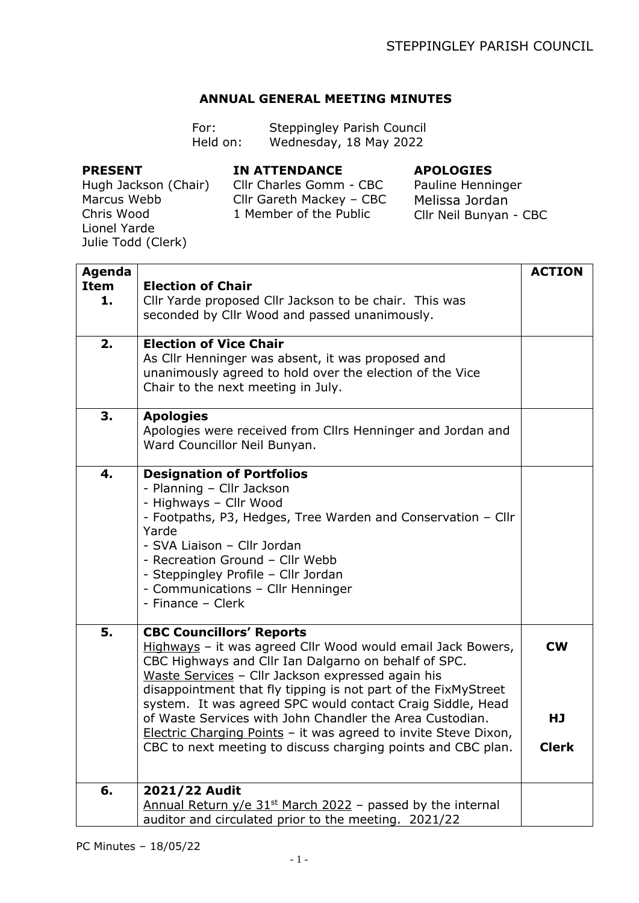## ANNUAL GENERAL MEETING MINUTES

For: Steppingley Parish Council
Held on: Wednesday, 18 May 2022

**PRESENT**
Hugh Jackson (Chair)
Marcus Webb
Chris Wood
Lionel Yarde
Julie Todd (Clerk)

**IN ATTENDANCE**
Cllr Charles Gomm - CBC
Cllr Gareth Mackey – CBC
1 Member of the Public

**APOLOGIES**
Pauline Henninger
Melissa Jordan
Cllr Neil Bunyan - CBC

| Agenda Item | | ACTION |
|---|---|---|
| 1. | **Election of Chair**<br>Cllr Yarde proposed Cllr Jackson to be chair. This was seconded by Cllr Wood and passed unanimously. | |
| 2. | **Election of Vice Chair**<br>As Cllr Henninger was absent, it was proposed and unanimously agreed to hold over the election of the Vice Chair to the next meeting in July. | |
| 3. | **Apologies**<br>Apologies were received from Cllrs Henninger and Jordan and Ward Councillor Neil Bunyan. | |
| 4. | **Designation of Portfolios**<br>- Planning – Cllr Jackson<br>- Highways – Cllr Wood<br>- Footpaths, P3, Hedges, Tree Warden and Conservation – Cllr Yarde<br>- SVA Liaison – Cllr Jordan<br>- Recreation Ground – Cllr Webb<br>- Steppingley Profile – Cllr Jordan<br>- Communications – Cllr Henninger<br>- Finance – Clerk | |
| 5. | **CBC Councillors' Reports**<br>Highways – it was agreed Cllr Wood would email Jack Bowers, CBC Highways and Cllr Ian Dalgarno on behalf of SPC.<br>Waste Services – Cllr Jackson expressed again his disappointment that fly tipping is not part of the FixMyStreet system. It was agreed SPC would contact Craig Siddle, Head of Waste Services with John Chandler the Area Custodian.<br>Electric Charging Points – it was agreed to invite Steve Dixon, CBC to next meeting to discuss charging points and CBC plan. | **CW**<br><br>**HJ**<br><br>**Clerk** |
| 6. | **2021/22 Audit**<br>Annual Return y/e 31st March 2022 – passed by the internal auditor and circulated prior to the meeting. 2021/22 | |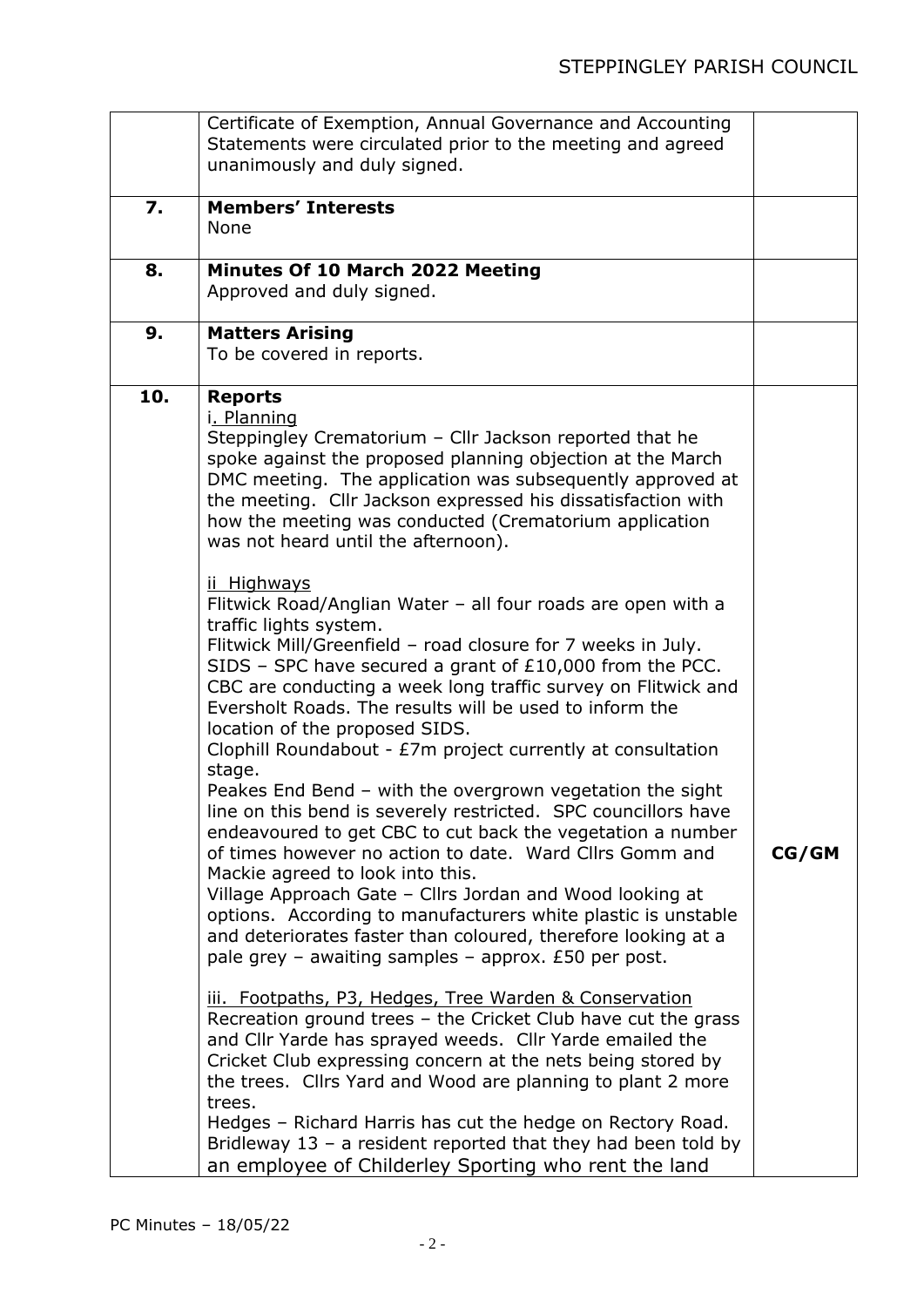| | | |
|---|---|---|
| | Certificate of Exemption, Annual Governance and Accounting Statements were circulated prior to the meeting and agreed unanimously and duly signed. | |
| **7.** | **Members' Interests**<br>None | |
| **8.** | **Minutes Of 10 March 2022 Meeting**<br>Approved and duly signed. | |
| **9.** | **Matters Arising**<br>To be covered in reports. | |
| **10.** | **Reports**<br>i. Planning<br>Steppingley Crematorium – Cllr Jackson reported that he spoke against the proposed planning objection at the March DMC meeting. The application was subsequently approved at the meeting. Cllr Jackson expressed his dissatisfaction with how the meeting was conducted (Crematorium application was not heard until the afternoon).<br><br>ii Highways<br>Flitwick Road/Anglian Water – all four roads are open with a traffic lights system.<br>Flitwick Mill/Greenfield – road closure for 7 weeks in July.<br>SIDS – SPC have secured a grant of £10,000 from the PCC. CBC are conducting a week long traffic survey on Flitwick and Eversholt Roads. The results will be used to inform the location of the proposed SIDS.<br>Clophill Roundabout - £7m project currently at consultation stage.<br>Peakes End Bend – with the overgrown vegetation the sight line on this bend is severely restricted. SPC councillors have endeavoured to get CBC to cut back the vegetation a number of times however no action to date. Ward Cllrs Gomm and Mackie agreed to look into this.<br>Village Approach Gate – Cllrs Jordan and Wood looking at options. According to manufacturers white plastic is unstable and deteriorates faster than coloured, therefore looking at a pale grey – awaiting samples – approx. £50 per post.<br><br>iii. Footpaths, P3, Hedges, Tree Warden & Conservation<br>Recreation ground trees – the Cricket Club have cut the grass and Cllr Yarde has sprayed weeds. Cllr Yarde emailed the Cricket Club expressing concern at the nets being stored by the trees. Cllrs Yard and Wood are planning to plant 2 more trees.<br>Hedges – Richard Harris has cut the hedge on Rectory Road.<br>Bridleway 13 – a resident reported that they had been told by an employee of Childerley Sporting who rent the land | **CG/GM** |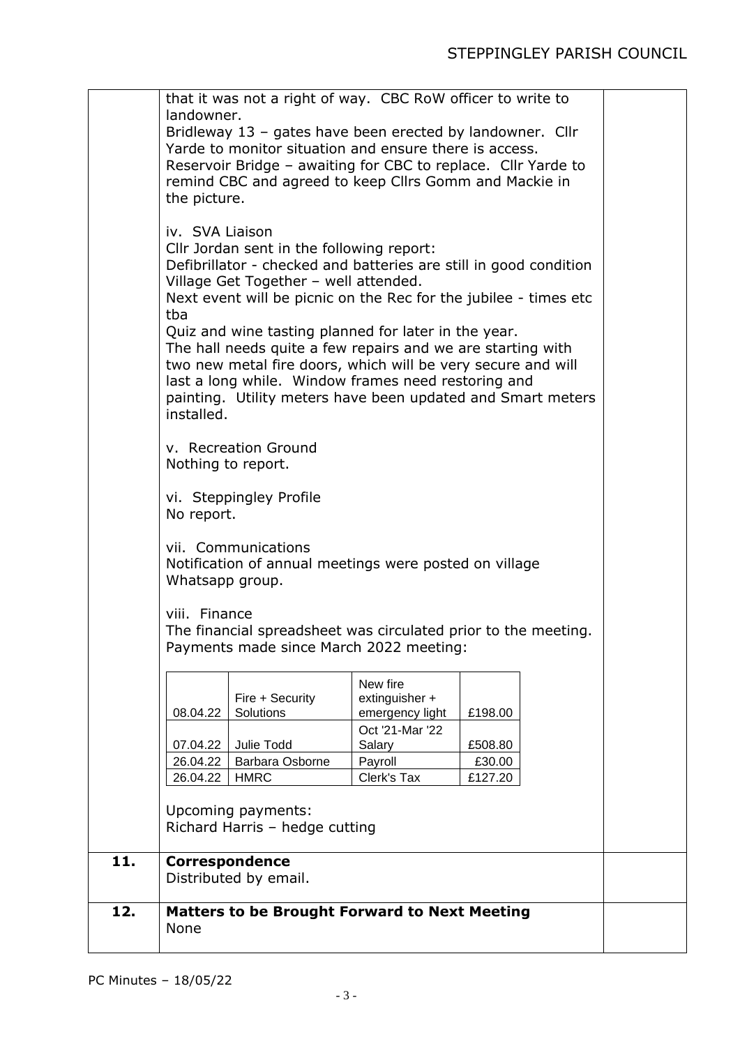that it was not a right of way. CBC RoW officer to write to landowner.
Bridleway 13 – gates have been erected by landowner. Cllr Yarde to monitor situation and ensure there is access.
Reservoir Bridge – awaiting for CBC to replace. Cllr Yarde to remind CBC and agreed to keep Cllrs Gomm and Mackie in the picture.

iv. SVA Liaison
Cllr Jordan sent in the following report:
Defibrillator - checked and batteries are still in good condition
Village Get Together – well attended.
Next event will be picnic on the Rec for the jubilee - times etc tba
Quiz and wine tasting planned for later in the year.
The hall needs quite a few repairs and we are starting with two new metal fire doors, which will be very secure and will last a long while. Window frames need restoring and painting. Utility meters have been updated and Smart meters installed.

v. Recreation Ground
Nothing to report.

vi. Steppingley Profile
No report.

vii. Communications
Notification of annual meetings were posted on village Whatsapp group.

viii. Finance
The financial spreadsheet was circulated prior to the meeting.
Payments made since March 2022 meeting:

| | | | |
|---|---|---|---|
| 08.04.22 | Fire + Security Solutions | New fire extinguisher + emergency light | £198.00 |
| 07.04.22 | Julie Todd | Oct '21-Mar '22 Salary | £508.80 |
| 26.04.22 | Barbara Osborne | Payroll | £30.00 |
| 26.04.22 | HMRC | Clerk's Tax | £127.20 |

Upcoming payments:
Richard Harris – hedge cutting

**11. Correspondence**
Distributed by email.

**12. Matters to be Brought Forward to Next Meeting**
None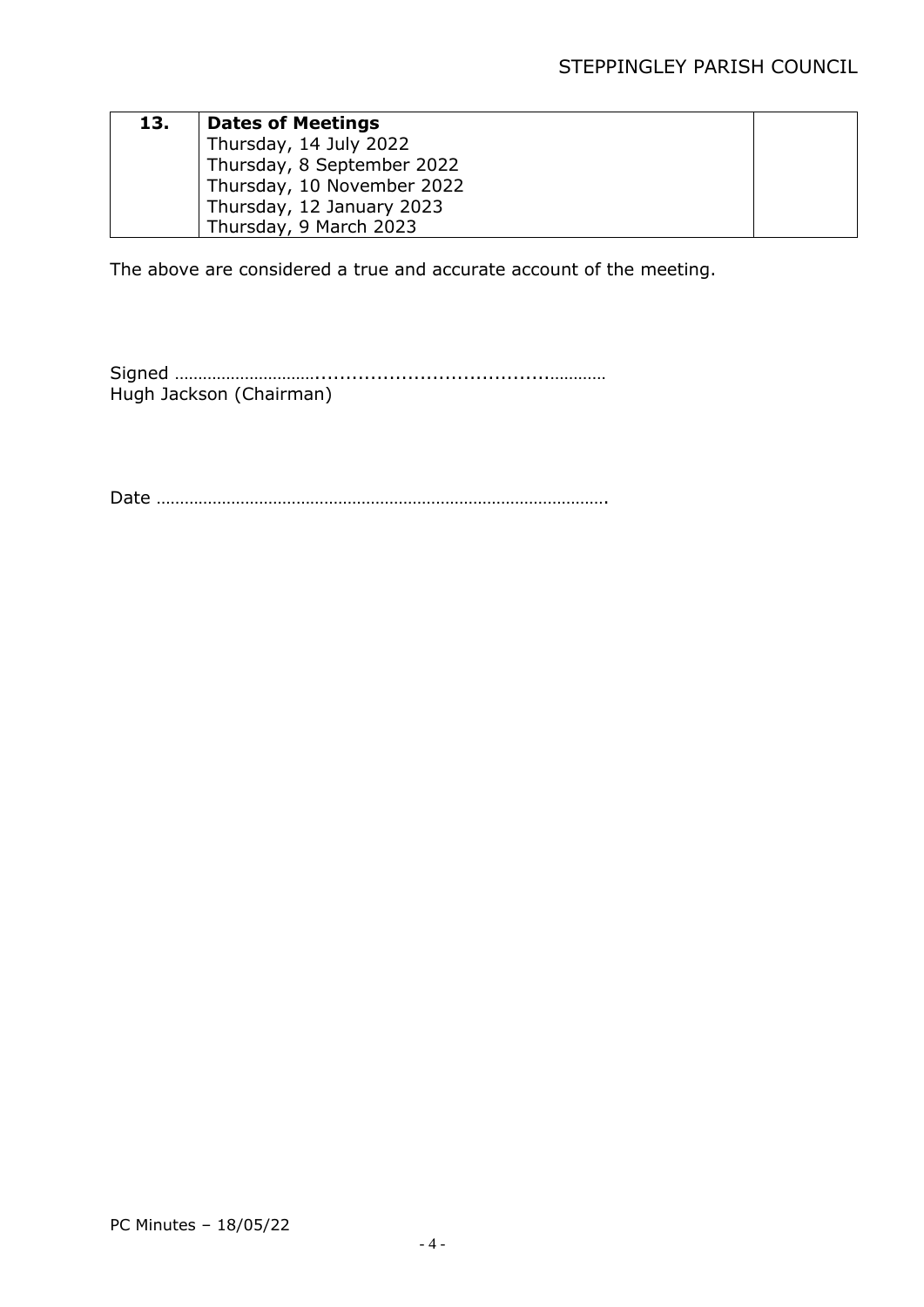| | | |
|---|---|---|
| **13.** | **Dates of Meetings**<br>Thursday, 14 July 2022<br>Thursday, 8 September 2022<br>Thursday, 10 November 2022<br>Thursday, 12 January 2023<br>Thursday, 9 March 2023 | |

The above are considered a true and accurate account of the meeting.

Signed ………………………...........................................…………
Hugh Jackson (Chairman)

Date …………………………………………………………………………………….